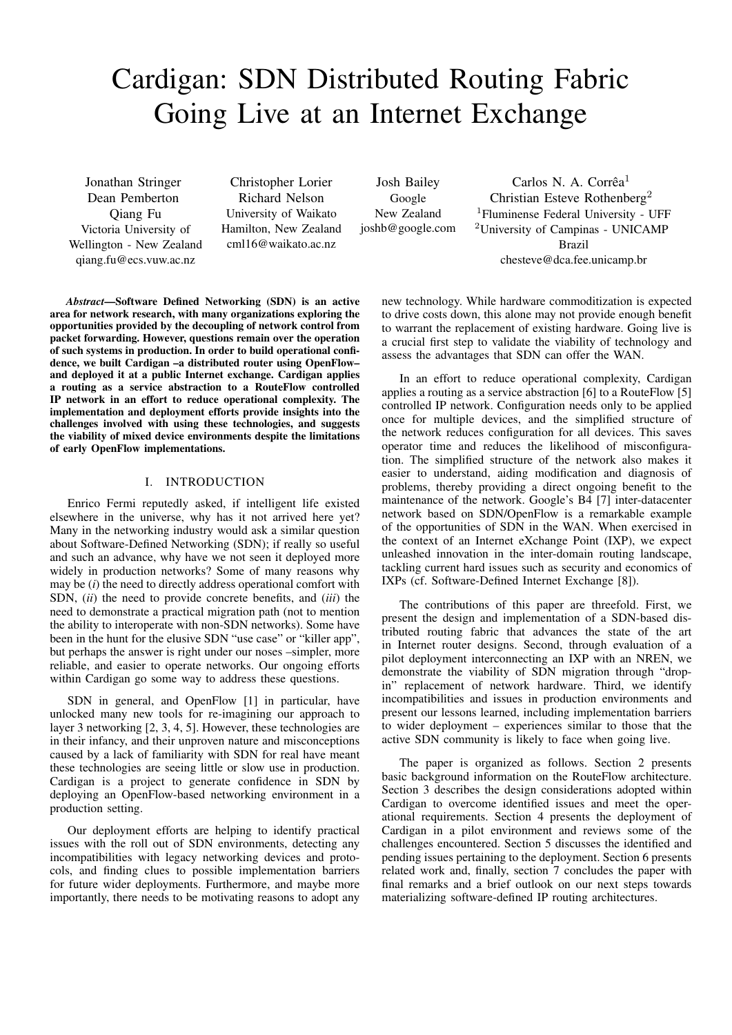# Cardigan: SDN Distributed Routing Fabric Going Live at an Internet Exchange

Jonathan Stringer
Dean Pemberton
Qiang Fu
Victoria University of Wellington - New Zealand
qiang.fu@ecs.vuw.ac.nz

Christopher Lorier
Richard Nelson
University of Waikato
Hamilton, New Zealand
cml16@waikato.ac.nz

Josh Bailey
Google
New Zealand
joshb@google.com

Carlos N. A. Corrêa[1]
Christian Esteve Rothenberg[2]
[1]Fluminense Federal University - UFF
[2]University of Campinas - UNICAMP
Brazil
chesteve@dca.fee.unicamp.br

***Abstract*—Software Defined Networking (SDN) is an active area for network research, with many organizations exploring the opportunities provided by the decoupling of network control from packet forwarding. However, questions remain over the operation of such systems in production. In order to build operational confidence, we built Cardigan –a distributed router using OpenFlow– and deployed it at a public Internet exchange. Cardigan applies a routing as a service abstraction to a RouteFlow controlled IP network in an effort to reduce operational complexity. The implementation and deployment efforts provide insights into the challenges involved with using these technologies, and suggests the viability of mixed device environments despite the limitations of early OpenFlow implementations.**

## I. INTRODUCTION

Enrico Fermi reputedly asked, if intelligent life existed elsewhere in the universe, why has it not arrived here yet? Many in the networking industry would ask a similar question about Software-Defined Networking (SDN); if really so useful and such an advance, why have we not seen it deployed more widely in production networks? Some of many reasons why may be (*i*) the need to directly address operational comfort with SDN, (*ii*) the need to provide concrete benefits, and (*iii*) the need to demonstrate a practical migration path (not to mention the ability to interoperate with non-SDN networks). Some have been in the hunt for the elusive SDN "use case" or "killer app", but perhaps the answer is right under our noses –simpler, more reliable, and easier to operate networks. Our ongoing efforts within Cardigan go some way to address these questions.

SDN in general, and OpenFlow [1] in particular, have unlocked many new tools for re-imagining our approach to layer 3 networking [2, 3, 4, 5]. However, these technologies are in their infancy, and their unproven nature and misconceptions caused by a lack of familiarity with SDN for real have meant these technologies are seeing little or slow use in production. Cardigan is a project to generate confidence in SDN by deploying an OpenFlow-based networking environment in a production setting.

Our deployment efforts are helping to identify practical issues with the roll out of SDN environments, detecting any incompatibilities with legacy networking devices and protocols, and finding clues to possible implementation barriers for future wider deployments. Furthermore, and maybe more importantly, there needs to be motivating reasons to adopt any new technology. While hardware commoditization is expected to drive costs down, this alone may not provide enough benefit to warrant the replacement of existing hardware. Going live is a crucial first step to validate the viability of technology and assess the advantages that SDN can offer the WAN.

In an effort to reduce operational complexity, Cardigan applies a routing as a service abstraction [6] to a RouteFlow [5] controlled IP network. Configuration needs only to be applied once for multiple devices, and the simplified structure of the network reduces configuration for all devices. This saves operator time and reduces the likelihood of misconfiguration. The simplified structure of the network also makes it easier to understand, aiding modification and diagnosis of problems, thereby providing a direct ongoing benefit to the maintenance of the network. Google's B4 [7] inter-datacenter network based on SDN/OpenFlow is a remarkable example of the opportunities of SDN in the WAN. When exercised in the context of an Internet eXchange Point (IXP), we expect unleashed innovation in the inter-domain routing landscape, tackling current hard issues such as security and economics of IXPs (cf. Software-Defined Internet Exchange [8]).

The contributions of this paper are threefold. First, we present the design and implementation of a SDN-based distributed routing fabric that advances the state of the art in Internet router designs. Second, through evaluation of a pilot deployment interconnecting an IXP with an NREN, we demonstrate the viability of SDN migration through "drop-in" replacement of network hardware. Third, we identify incompatibilities and issues in production environments and present our lessons learned, including implementation barriers to wider deployment – experiences similar to those that the active SDN community is likely to face when going live.

The paper is organized as follows. Section 2 presents basic background information on the RouteFlow architecture. Section 3 describes the design considerations adopted within Cardigan to overcome identified issues and meet the operational requirements. Section 4 presents the deployment of Cardigan in a pilot environment and reviews some of the challenges encountered. Section 5 discusses the identified and pending issues pertaining to the deployment. Section 6 presents related work and, finally, section 7 concludes the paper with final remarks and a brief outlook on our next steps towards materializing software-defined IP routing architectures.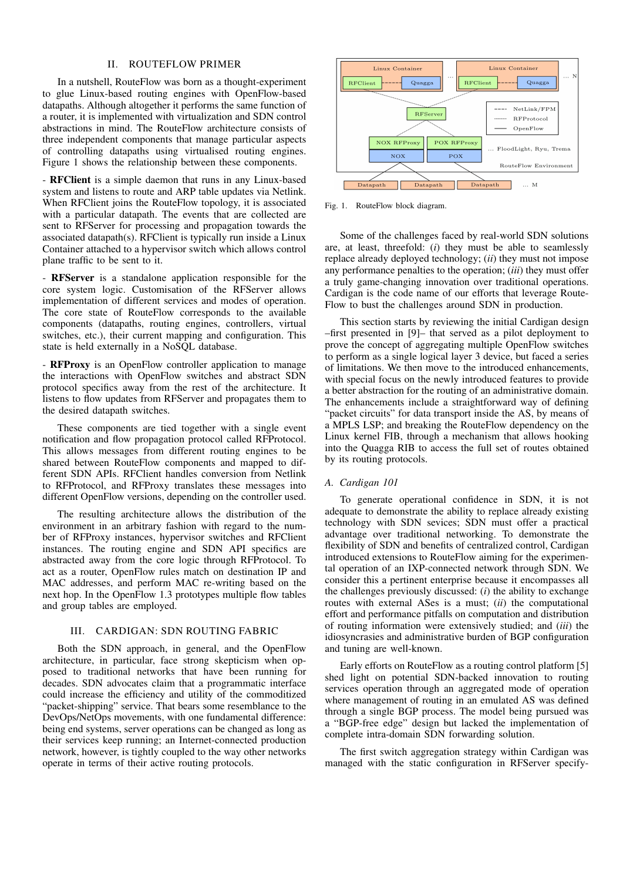## II. ROUTEFLOW PRIMER

In a nutshell, RouteFlow was born as a thought-experiment to glue Linux-based routing engines with OpenFlow-based datapaths. Although altogether it performs the same function of a router, it is implemented with virtualization and SDN control abstractions in mind. The RouteFlow architecture consists of three independent components that manage particular aspects of controlling datapaths using virtualised routing engines. Figure 1 shows the relationship between these components.

- **RFClient** is a simple daemon that runs in any Linux-based system and listens to route and ARP table updates via Netlink. When RFClient joins the RouteFlow topology, it is associated with a particular datapath. The events that are collected are sent to RFServer for processing and propagation towards the associated datapath(s). RFClient is typically run inside a Linux Container attached to a hypervisor switch which allows control plane traffic to be sent to it.

- **RFServer** is a standalone application responsible for the core system logic. Customisation of the RFServer allows implementation of different services and modes of operation. The core state of RouteFlow corresponds to the available components (datapaths, routing engines, controllers, virtual switches, etc.), their current mapping and configuration. This state is held externally in a NoSQL database.

- **RFProxy** is an OpenFlow controller application to manage the interactions with OpenFlow switches and abstract SDN protocol specifics away from the rest of the architecture. It listens to flow updates from RFServer and propagates them to the desired datapath switches.

These components are tied together with a single event notification and flow propagation protocol called RFProtocol. This allows messages from different routing engines to be shared between RouteFlow components and mapped to different SDN APIs. RFClient handles conversion from Netlink to RFProtocol, and RFProxy translates these messages into different OpenFlow versions, depending on the controller used.

The resulting architecture allows the distribution of the environment in an arbitrary fashion with regard to the number of RFProxy instances, hypervisor switches and RFClient instances. The routing engine and SDN API specifics are abstracted away from the core logic through RFProtocol. To act as a router, OpenFlow rules match on destination IP and MAC addresses, and perform MAC re-writing based on the next hop. In the OpenFlow 1.3 prototypes multiple flow tables and group tables are employed.

## III. CARDIGAN: SDN ROUTING FABRIC

Both the SDN approach, in general, and the OpenFlow architecture, in particular, face strong skepticism when opposed to traditional networks that have been running for decades. SDN advocates claim that a programmatic interface could increase the efficiency and utility of the commoditized "packet-shipping" service. That bears some resemblance to the DevOps/NetOps movements, with one fundamental difference: being end systems, server operations can be changed as long as their services keep running; an Internet-connected production network, however, is tightly coupled to the way other networks operate in terms of their active routing protocols.

Linux Container
RFClient
Quagga
...
Linux Container
RFClient
Quagga
... N
RFServer
NetLink/FPM
RFProtocol
OpenFlow
NOX RFProxy
NOX
POX RFProxy
POX
... FloodLight, Ryu, Trema
RouteFlow Environment
Datapath
Datapath
Datapath
... M

Fig. 1. RouteFlow block diagram.

Some of the challenges faced by real-world SDN solutions are, at least, threefold: (*i*) they must be able to seamlessly replace already deployed technology; (*ii*) they must not impose any performance penalties to the operation; (*iii*) they must offer a truly game-changing innovation over traditional operations. Cardigan is the code name of our efforts that leverage RouteFlow to bust the challenges around SDN in production.

This section starts by reviewing the initial Cardigan design –first presented in [9]– that served as a pilot deployment to prove the concept of aggregating multiple OpenFlow switches to perform as a single logical layer 3 device, but faced a series of limitations. We then move to the introduced enhancements, with special focus on the newly introduced features to provide a better abstraction for the routing of an administrative domain. The enhancements include a straightforward way of defining "packet circuits" for data transport inside the AS, by means of a MPLS LSP; and breaking the RouteFlow dependency on the Linux kernel FIB, through a mechanism that allows hooking into the Quagga RIB to access the full set of routes obtained by its routing protocols.

### A. Cardigan 101

To generate operational confidence in SDN, it is not adequate to demonstrate the ability to replace already existing technology with SDN sevices; SDN must offer a practical advantage over traditional networking. To demonstrate the flexibility of SDN and benefits of centralized control, Cardigan introduced extensions to RouteFlow aiming for the experimental operation of an IXP-connected network through SDN. We consider this a pertinent enterprise because it encompasses all the challenges previously discussed: (*i*) the ability to exchange routes with external ASes is a must; (*ii*) the computational effort and performance pitfalls on computation and distribution of routing information were extensively studied; and (*iii*) the idiosyncrasies and administrative burden of BGP configuration and tuning are well-known.

Early efforts on RouteFlow as a routing control platform [5] shed light on potential SDN-backed innovation to routing services operation through an aggregated mode of operation where management of routing in an emulated AS was defined through a single BGP process. The model being pursued was a "BGP-free edge" design but lacked the implementation of complete intra-domain SDN forwarding solution.

The first switch aggregation strategy within Cardigan was managed with the static configuration in RFServer specify-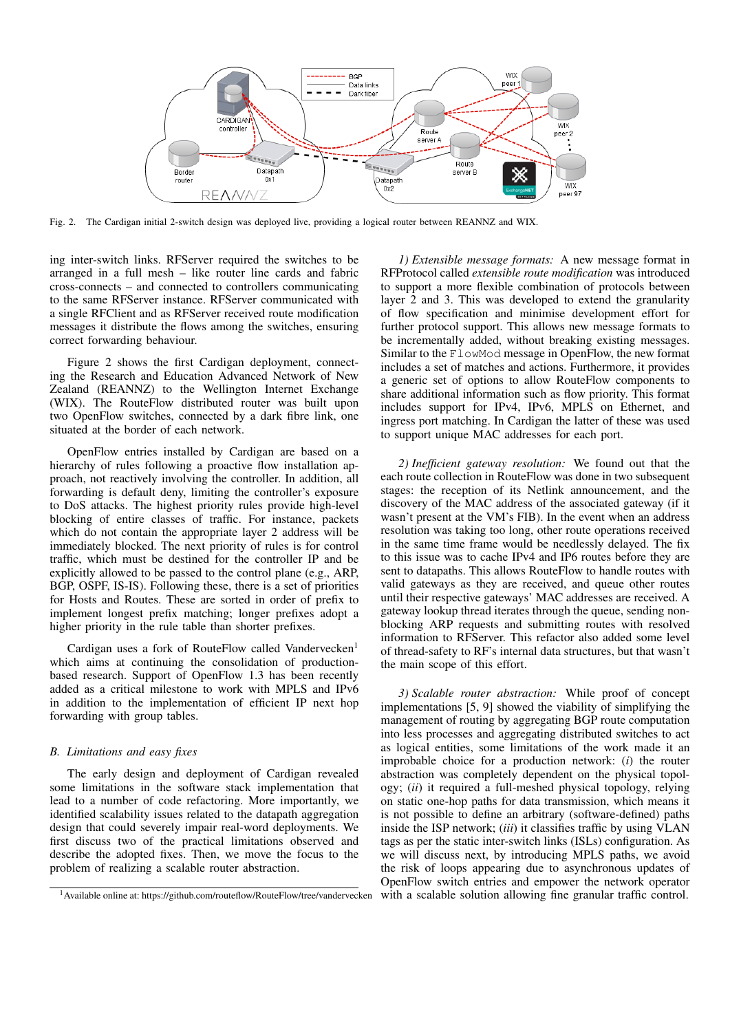Fig. 2. The Cardigan initial 2-switch design was deployed live, providing a logical router between REANNZ and WIX.

ing inter-switch links. RFServer required the switches to be arranged in a full mesh – like router line cards and fabric cross-connects – and connected to controllers communicating to the same RFServer instance. RFServer communicated with a single RFClient and as RFServer received route modification messages it distribute the flows among the switches, ensuring correct forwarding behaviour.

Figure 2 shows the first Cardigan deployment, connecting the Research and Education Advanced Network of New Zealand (REANNZ) to the Wellington Internet Exchange (WIX). The RouteFlow distributed router was built upon two OpenFlow switches, connected by a dark fibre link, one situated at the border of each network.

OpenFlow entries installed by Cardigan are based on a hierarchy of rules following a proactive flow installation approach, not reactively involving the controller. In addition, all forwarding is default deny, limiting the controller's exposure to DoS attacks. The highest priority rules provide high-level blocking of entire classes of traffic. For instance, packets which do not contain the appropriate layer 2 address will be immediately blocked. The next priority of rules is for control traffic, which must be destined for the controller IP and be explicitly allowed to be passed to the control plane (e.g., ARP, BGP, OSPF, IS-IS). Following these, there is a set of priorities for Hosts and Routes. These are sorted in order of prefix to implement longest prefix matching; longer prefixes adopt a higher priority in the rule table than shorter prefixes.

Cardigan uses a fork of RouteFlow called Vandervecken[1] which aims at continuing the consolidation of production-based research. Support of OpenFlow 1.3 has been recently added as a critical milestone to work with MPLS and IPv6 in addition to the implementation of efficient IP next hop forwarding with group tables.

### B. Limitations and easy fixes

The early design and deployment of Cardigan revealed some limitations in the software stack implementation that lead to a number of code refactoring. More importantly, we identified scalability issues related to the datapath aggregation design that could severely impair real-word deployments. We first discuss two of the practical limitations observed and describe the adopted fixes. Then, we move the focus to the problem of realizing a scalable router abstraction.

*1) Extensible message formats:* A new message format in RFProtocol called *extensible route modification* was introduced to support a more flexible combination of protocols between layer 2 and 3. This was developed to extend the granularity of flow specification and minimise development effort for further protocol support. This allows new message formats to be incrementally added, without breaking existing messages. Similar to the `FlowMod` message in OpenFlow, the new format includes a set of matches and actions. Furthermore, it provides a generic set of options to allow RouteFlow components to share additional information such as flow priority. This format includes support for IPv4, IPv6, MPLS on Ethernet, and ingress port matching. In Cardigan the latter of these was used to support unique MAC addresses for each port.

*2) Inefficient gateway resolution:* We found out that the each route collection in RouteFlow was done in two subsequent stages: the reception of its Netlink announcement, and the discovery of the MAC address of the associated gateway (if it wasn't present at the VM's FIB). In the event when an address resolution was taking too long, other route operations received in the same time frame would be needlessly delayed. The fix to this issue was to cache IPv4 and IP6 routes before they are sent to datapaths. This allows RouteFlow to handle routes with valid gateways as they are received, and queue other routes until their respective gateways' MAC addresses are received. A gateway lookup thread iterates through the queue, sending non-blocking ARP requests and submitting routes with resolved information to RFServer. This refactor also added some level of thread-safety to RF's internal data structures, but that wasn't the main scope of this effort.

*3) Scalable router abstraction:* While proof of concept implementations [5, 9] showed the viability of simplifying the management of routing by aggregating BGP route computation into less processes and aggregating distributed switches to act as logical entities, some limitations of the work made it an improbable choice for a production network: (*i*) the router abstraction was completely dependent on the physical topology; (*ii*) it required a full-meshed physical topology, relying on static one-hop paths for data transmission, which means it is not possible to define an arbitrary (software-defined) paths inside the ISP network; (*iii*) it classifies traffic by using VLAN tags as per the static inter-switch links (ISLs) configuration. As we will discuss next, by introducing MPLS paths, we avoid the risk of loops appearing due to asynchronous updates of OpenFlow switch entries and empower the network operator with a scalable solution allowing fine granular traffic control.

[1] Available online at: https://github.com/routeflow/RouteFlow/tree/vandervecken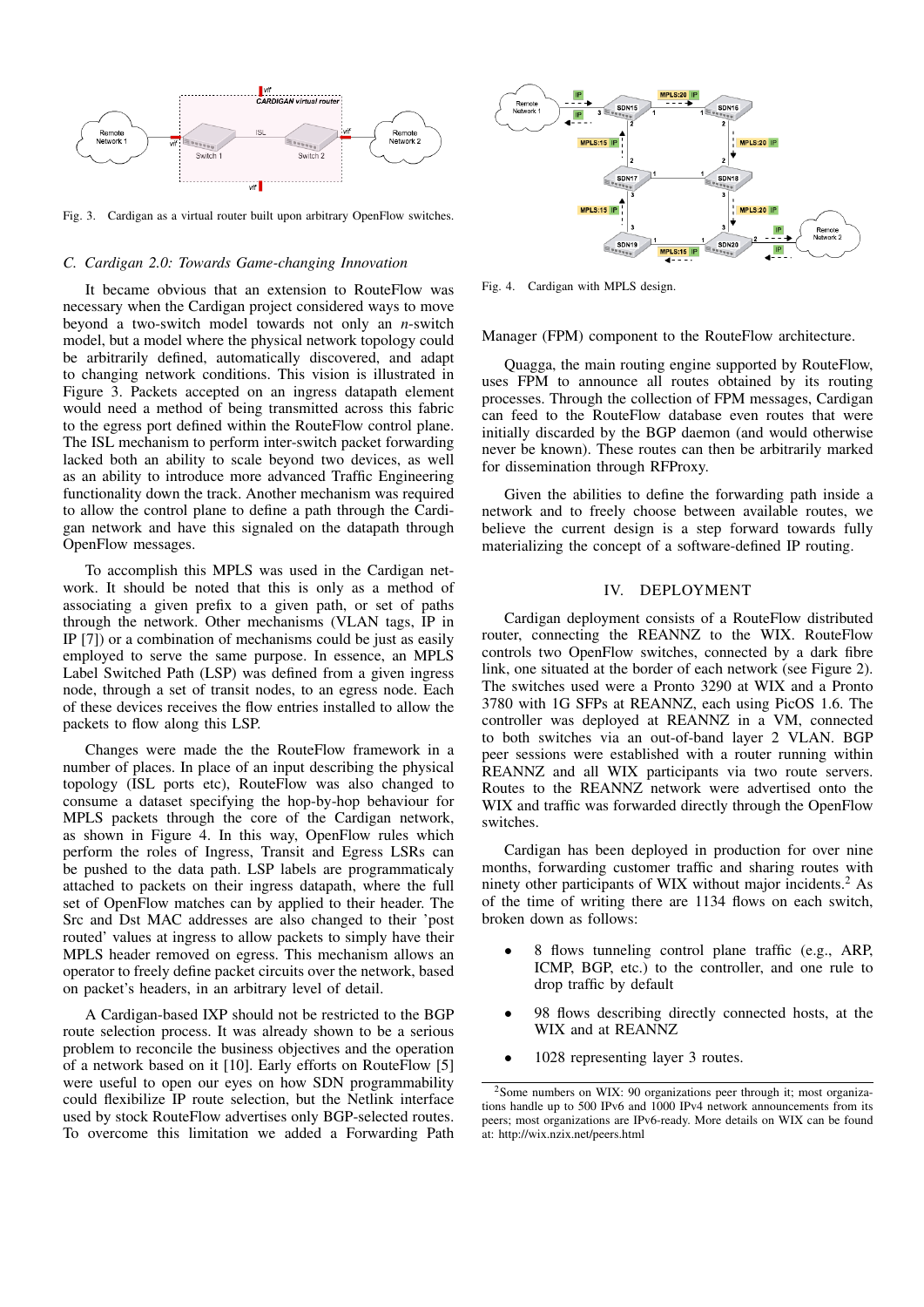Fig. 3. Cardigan as a virtual router built upon arbitrary OpenFlow switches.

### C. Cardigan 2.0: Towards Game-changing Innovation

It became obvious that an extension to RouteFlow was necessary when the Cardigan project considered ways to move beyond a two-switch model towards not only an $n$-switch model, but a model where the physical network topology could be arbitrarily defined, automatically discovered, and adapt to changing network conditions. This vision is illustrated in Figure 3. Packets accepted on an ingress datapath element would need a method of being transmitted across this fabric to the egress port defined within the RouteFlow control plane. The ISL mechanism to perform inter-switch packet forwarding lacked both an ability to scale beyond two devices, as well as an ability to introduce more advanced Traffic Engineering functionality down the track. Another mechanism was required to allow the control plane to define a path through the Cardigan network and have this signaled on the datapath through OpenFlow messages.

To accomplish this MPLS was used in the Cardigan network. It should be noted that this is only as a method of associating a given prefix to a given path, or set of paths through the network. Other mechanisms (VLAN tags, IP in IP [7]) or a combination of mechanisms could be just as easily employed to serve the same purpose. In essence, an MPLS Label Switched Path (LSP) was defined from a given ingress node, through a set of transit nodes, to an egress node. Each of these devices receives the flow entries installed to allow the packets to flow along this LSP.

Changes were made the the RouteFlow framework in a number of places. In place of an input describing the physical topology (ISL ports etc), RouteFlow was also changed to consume a dataset specifying the hop-by-hop behaviour for MPLS packets through the core of the Cardigan network, as shown in Figure 4. In this way, OpenFlow rules which perform the roles of Ingress, Transit and Egress LSRs can be pushed to the data path. LSP labels are programmaticaly attached to packets on their ingress datapath, where the full set of OpenFlow matches can by applied to their header. The Src and Dst MAC addresses are also changed to their 'post routed' values at ingress to allow packets to simply have their MPLS header removed on egress. This mechanism allows an operator to freely define packet circuits over the network, based on packet's headers, in an arbitrary level of detail.

A Cardigan-based IXP should not be restricted to the BGP route selection process. It was already shown to be a serious problem to reconcile the business objectives and the operation of a network based on it [10]. Early efforts on RouteFlow [5] were useful to open our eyes on how SDN programmability could flexibilize IP route selection, but the Netlink interface used by stock RouteFlow advertises only BGP-selected routes. To overcome this limitation we added a Forwarding Path Manager (FPM) component to the RouteFlow architecture.

Fig. 4. Cardigan with MPLS design.

Quagga, the main routing engine supported by RouteFlow, uses FPM to announce all routes obtained by its routing processes. Through the collection of FPM messages, Cardigan can feed to the RouteFlow database even routes that were initially discarded by the BGP daemon (and would otherwise never be known). These routes can then be arbitrarily marked for dissemination through RFProxy.

Given the abilities to define the forwarding path inside a network and to freely choose between available routes, we believe the current design is a step forward towards fully materializing the concept of a software-defined IP routing.

## IV. DEPLOYMENT

Cardigan deployment consists of a RouteFlow distributed router, connecting the REANNZ to the WIX. RouteFlow controls two OpenFlow switches, connected by a dark fibre link, one situated at the border of each network (see Figure 2). The switches used were a Pronto 3290 at WIX and a Pronto 3780 with 1G SFPs at REANNZ, each using PicOS 1.6. The controller was deployed at REANNZ in a VM, connected to both switches via an out-of-band layer 2 VLAN. BGP peer sessions were established with a router running within REANNZ and all WIX participants via two route servers. Routes to the REANNZ network were advertised onto the WIX and traffic was forwarded directly through the OpenFlow switches.

Cardigan has been deployed in production for over nine months, forwarding customer traffic and sharing routes with ninety other participants of WIX without major incidents.[2] As of the time of writing there are 1134 flows on each switch, broken down as follows:

- 8 flows tunneling control plane traffic (e.g., ARP, ICMP, BGP, etc.) to the controller, and one rule to drop traffic by default
- 98 flows describing directly connected hosts, at the WIX and at REANNZ
- 1028 representing layer 3 routes.

[2] Some numbers on WIX: 90 organizations peer through it; most organizations handle up to 500 IPv6 and 1000 IPv4 network announcements from its peers; most organizations are IPv6-ready. More details on WIX can be found at: http://wix.nzix.net/peers.html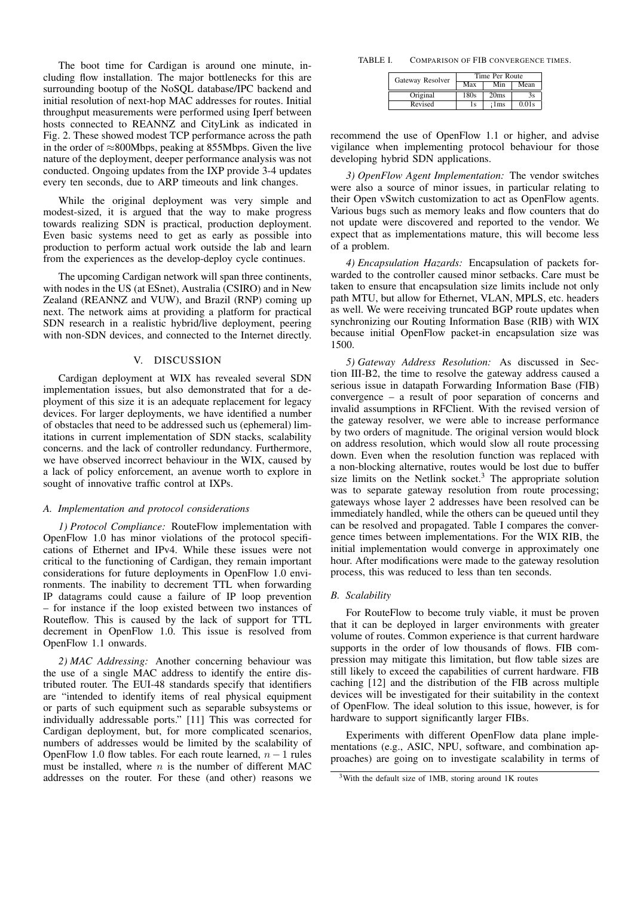The boot time for Cardigan is around one minute, including flow installation. The major bottlenecks for this are surrounding bootup of the NoSQL database/IPC backend and initial resolution of next-hop MAC addresses for routes. Initial throughput measurements were performed using Iperf between hosts connected to REANNZ and CityLink as indicated in Fig. 2. These showed modest TCP performance across the path in the order of ≈800Mbps, peaking at 855Mbps. Given the live nature of the deployment, deeper performance analysis was not conducted. Ongoing updates from the IXP provide 3-4 updates every ten seconds, due to ARP timeouts and link changes.

While the original deployment was very simple and modest-sized, it is argued that the way to make progress towards realizing SDN is practical, production deployment. Even basic systems need to get as early as possible into production to perform actual work outside the lab and learn from the experiences as the develop-deploy cycle continues.

The upcoming Cardigan network will span three continents, with nodes in the US (at ESnet), Australia (CSIRO) and in New Zealand (REANNZ and VUW), and Brazil (RNP) coming up next. The network aims at providing a platform for practical SDN research in a realistic hybrid/live deployment, peering with non-SDN devices, and connected to the Internet directly.

## V. Discussion

Cardigan deployment at WIX has revealed several SDN implementation issues, but also demonstrated that for a deployment of this size it is an adequate replacement for legacy devices. For larger deployments, we have identified a number of obstacles that need to be addressed such us (ephemeral) limitations in current implementation of SDN stacks, scalability concerns. and the lack of controller redundancy. Furthermore, we have observed incorrect behaviour in the WIX, caused by a lack of policy enforcement, an avenue worth to explore in sought of innovative traffic control at IXPs.

### A. Implementation and protocol considerations

*1) Protocol Compliance:* RouteFlow implementation with OpenFlow 1.0 has minor violations of the protocol specifications of Ethernet and IPv4. While these issues were not critical to the functioning of Cardigan, they remain important considerations for future deployments in OpenFlow 1.0 environments. The inability to decrement TTL when forwarding IP datagrams could cause a failure of IP loop prevention – for instance if the loop existed between two instances of Routeflow. This is caused by the lack of support for TTL decrement in OpenFlow 1.0. This issue is resolved from OpenFlow 1.1 onwards.

*2) MAC Addressing:* Another concerning behaviour was the use of a single MAC address to identify the entire distributed router. The EUI-48 standards specify that identifiers are "intended to identify items of real physical equipment or parts of such equipment such as separable subsystems or individually addressable ports." [11] This was corrected for Cardigan deployment, but, for more complicated scenarios, numbers of addresses would be limited by the scalability of OpenFlow 1.0 flow tables. For each route learned, $n-1$ rules must be installed, where $n$ is the number of different MAC addresses on the router. For these (and other) reasons we recommend the use of OpenFlow 1.1 or higher, and advise vigilance when implementing protocol behaviour for those developing hybrid SDN applications.

TABLE I. Comparison of FIB convergence times.

| Gateway Resolver | Time Per Route | | |
|---|---|---|---|
| | Max | Min | Mean |
| Original | 180s | 20ms | 3s |
| Revised | 1s | <1ms | 0.01s |

*3) OpenFlow Agent Implementation:* The vendor switches were also a source of minor issues, in particular relating to their Open vSwitch customization to act as OpenFlow agents. Various bugs such as memory leaks and flow counters that do not update were discovered and reported to the vendor. We expect that as implementations mature, this will become less of a problem.

*4) Encapsulation Hazards:* Encapsulation of packets forwarded to the controller caused minor setbacks. Care must be taken to ensure that encapsulation size limits include not only path MTU, but allow for Ethernet, VLAN, MPLS, etc. headers as well. We were receiving truncated BGP route updates when synchronizing our Routing Information Base (RIB) with WIX because initial OpenFlow packet-in encapsulation size was 1500.

*5) Gateway Address Resolution:* As discussed in Section III-B2, the time to resolve the gateway address caused a serious issue in datapath Forwarding Information Base (FIB) convergence – a result of poor separation of concerns and invalid assumptions in RFClient. With the revised version of the gateway resolver, we were able to increase performance by two orders of magnitude. The original version would block on address resolution, which would slow all route processing down. Even when the resolution function was replaced with a non-blocking alternative, routes would be lost due to buffer size limits on the Netlink socket.[3] The appropriate solution was to separate gateway resolution from route processing; gateways whose layer 2 addresses have been resolved can be immediately handled, while the others can be queued until they can be resolved and propagated. Table I compares the convergence times between implementations. For the WIX RIB, the initial implementation would converge in approximately one hour. After modifications were made to the gateway resolution process, this was reduced to less than ten seconds.

### B. Scalability

For RouteFlow to become truly viable, it must be proven that it can be deployed in larger environments with greater volume of routes. Common experience is that current hardware supports in the order of low thousands of flows. FIB compression may mitigate this limitation, but flow table sizes are still likely to exceed the capabilities of current hardware. FIB caching [12] and the distribution of the FIB across multiple devices will be investigated for their suitability in the context of OpenFlow. The ideal solution to this issue, however, is for hardware to support significantly larger FIBs.

Experiments with different OpenFlow data plane implementations (e.g., ASIC, NPU, software, and combination approaches) are going on to investigate scalability in terms of

[3] With the default size of 1MB, storing around 1K routes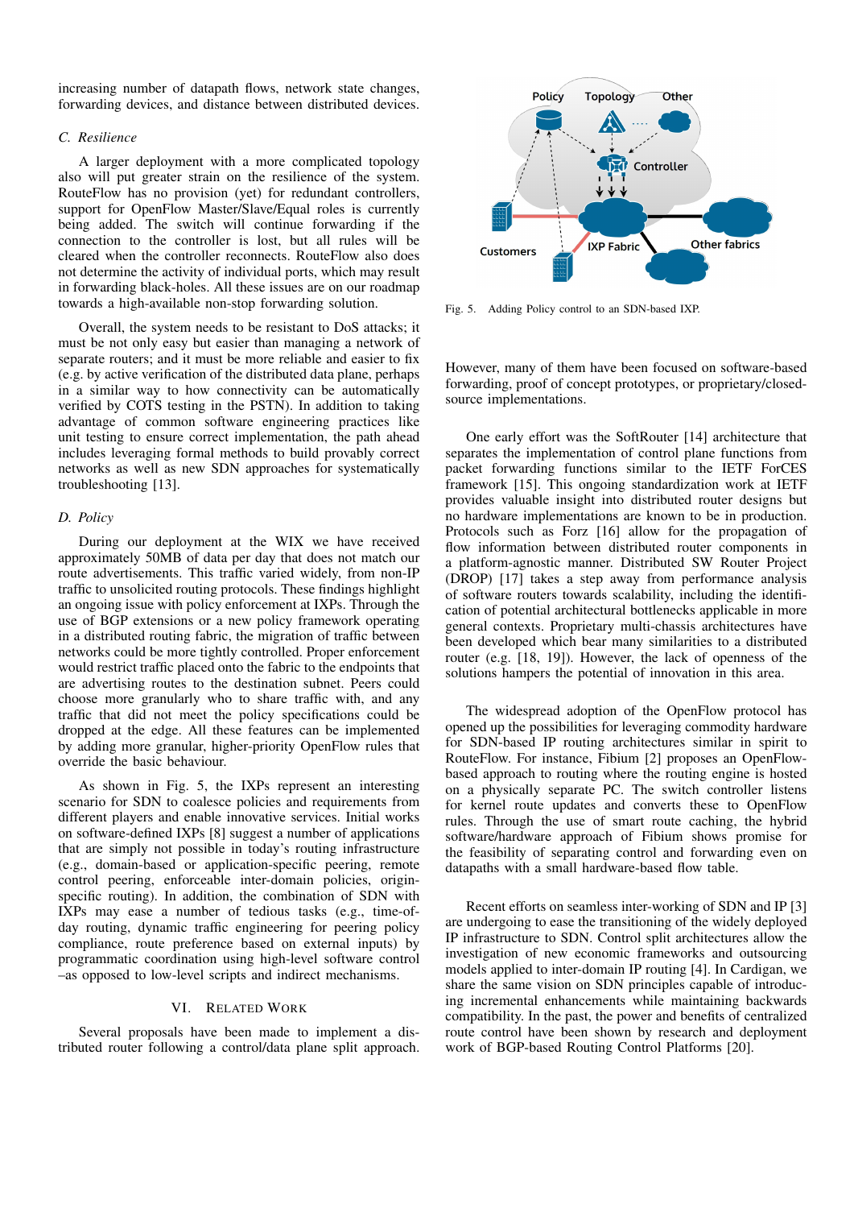increasing number of datapath flows, network state changes, forwarding devices, and distance between distributed devices.

### C. Resilience

A larger deployment with a more complicated topology also will put greater strain on the resilience of the system. RouteFlow has no provision (yet) for redundant controllers, support for OpenFlow Master/Slave/Equal roles is currently being added. The switch will continue forwarding if the connection to the controller is lost, but all rules will be cleared when the controller reconnects. RouteFlow also does not determine the activity of individual ports, which may result in forwarding black-holes. All these issues are on our roadmap towards a high-available non-stop forwarding solution.

Overall, the system needs to be resistant to DoS attacks; it must be not only easy but easier than managing a network of separate routers; and it must be more reliable and easier to fix (e.g. by active verification of the distributed data plane, perhaps in a similar way to how connectivity can be automatically verified by COTS testing in the PSTN). In addition to taking advantage of common software engineering practices like unit testing to ensure correct implementation, the path ahead includes leveraging formal methods to build provably correct networks as well as new SDN approaches for systematically troubleshooting [13].

### D. Policy

During our deployment at the WIX we have received approximately 50MB of data per day that does not match our route advertisements. This traffic varied widely, from non-IP traffic to unsolicited routing protocols. These findings highlight an ongoing issue with policy enforcement at IXPs. Through the use of BGP extensions or a new policy framework operating in a distributed routing fabric, the migration of traffic between networks could be more tightly controlled. Proper enforcement would restrict traffic placed onto the fabric to the endpoints that are advertising routes to the destination subnet. Peers could choose more granularly who to share traffic with, and any traffic that did not meet the policy specifications could be dropped at the edge. All these features can be implemented by adding more granular, higher-priority OpenFlow rules that override the basic behaviour.

As shown in Fig. 5, the IXPs represent an interesting scenario for SDN to coalesce policies and requirements from different players and enable innovative services. Initial works on software-defined IXPs [8] suggest a number of applications that are simply not possible in today's routing infrastructure (e.g., domain-based or application-specific peering, remote control peering, enforceable inter-domain policies, origin-specific routing). In addition, the combination of SDN with IXPs may ease a number of tedious tasks (e.g., time-of-day routing, dynamic traffic engineering for peering policy compliance, route preference based on external inputs) by programmatic coordination using high-level software control –as opposed to low-level scripts and indirect mechanisms.

Policy
Topology
Other
Controller
Customers
IXP Fabric
Other fabrics

Fig. 5. Adding Policy control to an SDN-based IXP.

## VI. Related Work

Several proposals have been made to implement a distributed router following a control/data plane split approach. However, many of them have been focused on software-based forwarding, proof of concept prototypes, or proprietary/closed-source implementations.

One early effort was the SoftRouter [14] architecture that separates the implementation of control plane functions from packet forwarding functions similar to the IETF ForCES framework [15]. This ongoing standardization work at IETF provides valuable insight into distributed router designs but no hardware implementations are known to be in production. Protocols such as Forz [16] allow for the propagation of flow information between distributed router components in a platform-agnostic manner. Distributed SW Router Project (DROP) [17] takes a step away from performance analysis of software routers towards scalability, including the identification of potential architectural bottlenecks applicable in more general contexts. Proprietary multi-chassis architectures have been developed which bear many similarities to a distributed router (e.g. [18, 19]). However, the lack of openness of the solutions hampers the potential of innovation in this area.

The widespread adoption of the OpenFlow protocol has opened up the possibilities for leveraging commodity hardware for SDN-based IP routing architectures similar in spirit to RouteFlow. For instance, Fibium [2] proposes an OpenFlow-based approach to routing where the routing engine is hosted on a physically separate PC. The switch controller listens for kernel route updates and converts these to OpenFlow rules. Through the use of smart route caching, the hybrid software/hardware approach of Fibium shows promise for the feasibility of separating control and forwarding even on datapaths with a small hardware-based flow table.

Recent efforts on seamless inter-working of SDN and IP [3] are undergoing to ease the transitioning of the widely deployed IP infrastructure to SDN. Control split architectures allow the investigation of new economic frameworks and outsourcing models applied to inter-domain IP routing [4]. In Cardigan, we share the same vision on SDN principles capable of introducing incremental enhancements while maintaining backwards compatibility. In the past, the power and benefits of centralized route control have been shown by research and deployment work of BGP-based Routing Control Platforms [20].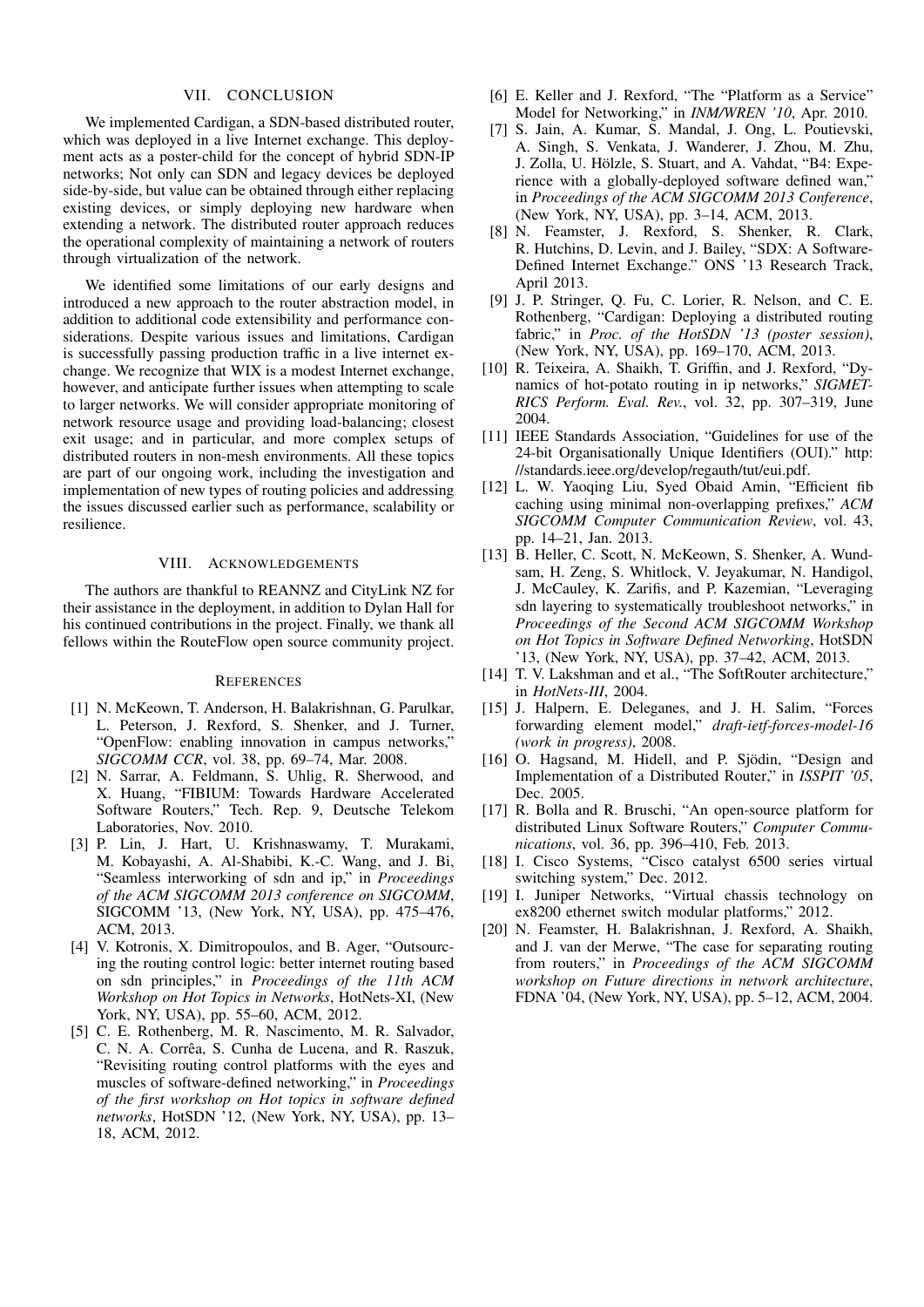## VII. CONCLUSION

We implemented Cardigan, a SDN-based distributed router, which was deployed in a live Internet exchange. This deployment acts as a poster-child for the concept of hybrid SDN-IP networks; Not only can SDN and legacy devices be deployed side-by-side, but value can be obtained through either replacing existing devices, or simply deploying new hardware when extending a network. The distributed router approach reduces the operational complexity of maintaining a network of routers through virtualization of the network.

We identified some limitations of our early designs and introduced a new approach to the router abstraction model, in addition to additional code extensibility and performance considerations. Despite various issues and limitations, Cardigan is successfully passing production traffic in a live internet exchange. We recognize that WIX is a modest Internet exchange, however, and anticipate further issues when attempting to scale to larger networks. We will consider appropriate monitoring of network resource usage and providing load-balancing; closest exit usage; and in particular, and more complex setups of distributed routers in non-mesh environments. All these topics are part of our ongoing work, including the investigation and implementation of new types of routing policies and addressing the issues discussed earlier such as performance, scalability or resilience.

## VIII. ACKNOWLEDGEMENTS

The authors are thankful to REANNZ and CityLink NZ for their assistance in the deployment, in addition to Dylan Hall for his continued contributions in the project. Finally, we thank all fellows within the RouteFlow open source community project.

## REFERENCES

[1] N. McKeown, T. Anderson, H. Balakrishnan, G. Parulkar, L. Peterson, J. Rexford, S. Shenker, and J. Turner, "OpenFlow: enabling innovation in campus networks," *SIGCOMM CCR*, vol. 38, pp. 69–74, Mar. 2008.

[2] N. Sarrar, A. Feldmann, S. Uhlig, R. Sherwood, and X. Huang, "FIBIUM: Towards Hardware Accelerated Software Routers," Tech. Rep. 9, Deutsche Telekom Laboratories, Nov. 2010.

[3] P. Lin, J. Hart, U. Krishnaswamy, T. Murakami, M. Kobayashi, A. Al-Shabibi, K.-C. Wang, and J. Bi, "Seamless interworking of sdn and ip," in *Proceedings of the ACM SIGCOMM 2013 conference on SIGCOMM*, SIGCOMM '13, (New York, NY, USA), pp. 475–476, ACM, 2013.

[4] V. Kotronis, X. Dimitropoulos, and B. Ager, "Outsourcing the routing control logic: better internet routing based on sdn principles," in *Proceedings of the 11th ACM Workshop on Hot Topics in Networks*, HotNets-XI, (New York, NY, USA), pp. 55–60, ACM, 2012.

[5] C. E. Rothenberg, M. R. Nascimento, M. R. Salvador, C. N. A. Corrêa, S. Cunha de Lucena, and R. Raszuk, "Revisiting routing control platforms with the eyes and muscles of software-defined networking," in *Proceedings of the first workshop on Hot topics in software defined networks*, HotSDN '12, (New York, NY, USA), pp. 13–18, ACM, 2012.

[6] E. Keller and J. Rexford, "The "Platform as a Service" Model for Networking," in *INM/WREN '10*, Apr. 2010.

[7] S. Jain, A. Kumar, S. Mandal, J. Ong, L. Poutievski, A. Singh, S. Venkata, J. Wanderer, J. Zhou, M. Zhu, J. Zolla, U. Hölzle, S. Stuart, and A. Vahdat, "B4: Experience with a globally-deployed software defined wan," in *Proceedings of the ACM SIGCOMM 2013 Conference*, (New York, NY, USA), pp. 3–14, ACM, 2013.

[8] N. Feamster, J. Rexford, S. Shenker, R. Clark, R. Hutchins, D. Levin, and J. Bailey, "SDX: A Software-Defined Internet Exchange." ONS '13 Research Track, April 2013.

[9] J. P. Stringer, Q. Fu, C. Lorier, R. Nelson, and C. E. Rothenberg, "Cardigan: Deploying a distributed routing fabric," in *Proc. of the HotSDN '13 (poster session)*, (New York, NY, USA), pp. 169–170, ACM, 2013.

[10] R. Teixeira, A. Shaikh, T. Griffin, and J. Rexford, "Dynamics of hot-potato routing in ip networks," *SIGMETRICS Perform. Eval. Rev.*, vol. 32, pp. 307–319, June 2004.

[11] IEEE Standards Association, "Guidelines for use of the 24-bit Organisationally Unique Identifiers (OUI)." http://standards.ieee.org/develop/regauth/tut/eui.pdf.

[12] L. W. Yaoqing Liu, Syed Obaid Amin, "Efficient fib caching using minimal non-overlapping prefixes," *ACM SIGCOMM Computer Communication Review*, vol. 43, pp. 14–21, Jan. 2013.

[13] B. Heller, C. Scott, N. McKeown, S. Shenker, A. Wundsam, H. Zeng, S. Whitlock, V. Jeyakumar, N. Handigol, J. McCauley, K. Zarifis, and P. Kazemian, "Leveraging sdn layering to systematically troubleshoot networks," in *Proceedings of the Second ACM SIGCOMM Workshop on Hot Topics in Software Defined Networking*, HotSDN '13, (New York, NY, USA), pp. 37–42, ACM, 2013.

[14] T. V. Lakshman and et al., "The SoftRouter architecture," in *HotNets-III*, 2004.

[15] J. Halpern, E. Deleganes, and J. H. Salim, "Forces forwarding element model," *draft-ietf-forces-model-16 (work in progress)*, 2008.

[16] O. Hagsand, M. Hidell, and P. Sjödin, "Design and Implementation of a Distributed Router," in *ISSPIT '05*, Dec. 2005.

[17] R. Bolla and R. Bruschi, "An open-source platform for distributed Linux Software Routers," *Computer Communications*, vol. 36, pp. 396–410, Feb. 2013.

[18] I. Cisco Systems, "Cisco catalyst 6500 series virtual switching system," Dec. 2012.

[19] I. Juniper Networks, "Virtual chassis technology on ex8200 ethernet switch modular platforms," 2012.

[20] N. Feamster, H. Balakrishnan, J. Rexford, A. Shaikh, and J. van der Merwe, "The case for separating routing from routers," in *Proceedings of the ACM SIGCOMM workshop on Future directions in network architecture*, FDNA '04, (New York, NY, USA), pp. 5–12, ACM, 2004.